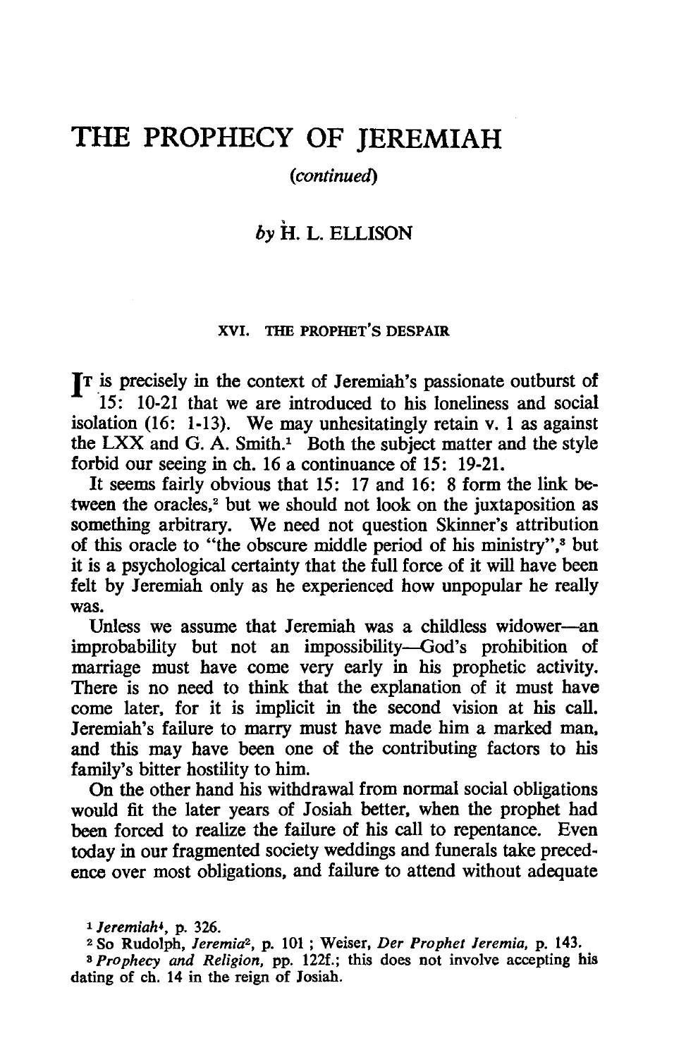# THE PROPHECY OF JEREMIAH

*(continued)*

*by* H. L. ELLISON

## XVI. THE PROPHET'S DESPAIR

It is precisely in the context of Jeremiah's passionate outburst of 15: 10-21 that we are introduced to his loneliness and social isolation (16: 1-13). We may unhesitatingly retain v. 1 as against the LXX and G. A. Smith.[1] Both the subject matter and the style forbid our seeing in ch. 16 a continuance of 15: 19-21.

It seems fairly obvious that 15: 17 and 16: 8 form the link between the oracles,[2] but we should not look on the juxtaposition as something arbitrary. We need not question Skinner's attribution of this oracle to "the obscure middle period of his ministry",[3] but it is a psychological certainty that the full force of it will have been felt by Jeremiah only as he experienced how unpopular he really was.

Unless we assume that Jeremiah was a childless widower—an improbability but not an impossibility—God's prohibition of marriage must have come very early in his prophetic activity. There is no need to think that the explanation of it must have come later, for it is implicit in the second vision at his call. Jeremiah's failure to marry must have made him a marked man, and this may have been one of the contributing factors to his family's bitter hostility to him.

On the other hand his withdrawal from normal social obligations would fit the later years of Josiah better, when the prophet had been forced to realize the failure of his call to repentance. Even today in our fragmented society weddings and funerals take precedence over most obligations, and failure to attend without adequate

---

[1] *Jeremiah*[4], p. 326.

[2] So Rudolph, *Jeremia*[2], p. 101; Weiser, *Der Prophet Jeremia*, p. 143.

[3] *Prophecy and Religion*, pp. 122f.; this does not involve accepting his dating of ch. 14 in the reign of Josiah.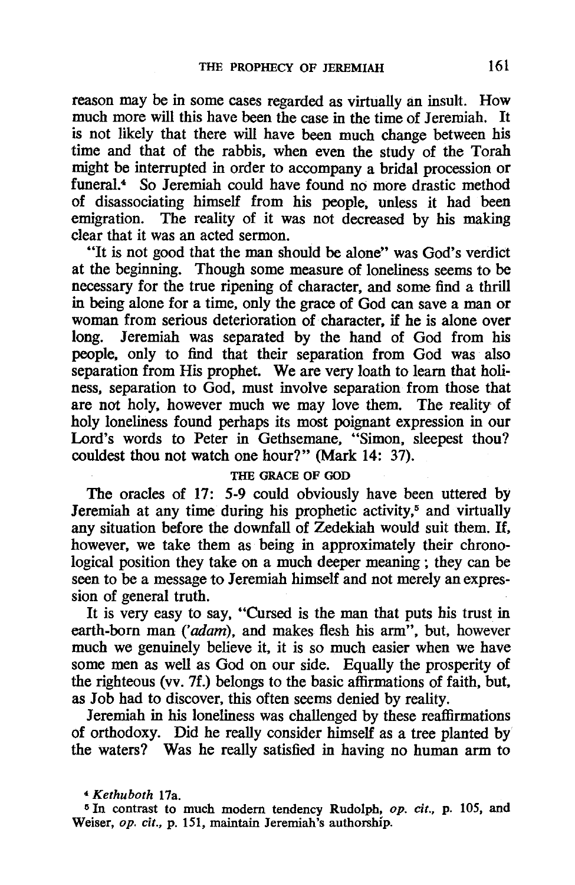reason may be in some cases regarded as virtually an insult. How much more will this have been the case in the time of Jeremiah. It is not likely that there will have been much change between his time and that of the rabbis, when even the study of the Torah might be interrupted in order to accompany a bridal procession or funeral.[4] So Jeremiah could have found no more drastic method of disassociating himself from his people, unless it had been emigration. The reality of it was not decreased by his making clear that it was an acted sermon.

"It is not good that the man should be alone" was God's verdict at the beginning. Though some measure of loneliness seems to be necessary for the true ripening of character, and some find a thrill in being alone for a time, only the grace of God can save a man or woman from serious deterioration of character, if he is alone over long. Jeremiah was separated by the hand of God from his people, only to find that their separation from God was also separation from His prophet. We are very loath to learn that holiness, separation to God, must involve separation from those that are not holy, however much we may love them. The reality of holy loneliness found perhaps its most poignant expression in our Lord's words to Peter in Gethsemane, "Simon, sleepest thou? couldest thou not watch one hour?" (Mark 14: 37).

## THE GRACE OF GOD

The oracles of 17: 5-9 could obviously have been uttered by Jeremiah at any time during his prophetic activity,[5] and virtually any situation before the downfall of Zedekiah would suit them. If, however, we take them as being in approximately their chronological position they take on a much deeper meaning; they can be seen to be a message to Jeremiah himself and not merely an expression of general truth.

It is very easy to say, "Cursed is the man that puts his trust in earth-born man (*'adam*), and makes flesh his arm", but, however much we genuinely believe it, it is so much easier when we have some men as well as God on our side. Equally the prosperity of the righteous (vv. 7f.) belongs to the basic affirmations of faith, but, as Job had to discover, this often seems denied by reality.

Jeremiah in his loneliness was challenged by these reaffirmations of orthodoxy. Did he really consider himself as a tree planted by the waters? Was he really satisfied in having no human arm to

[4] *Kethuboth* 17a.

[5] In contrast to much modern tendency Rudolph, *op. cit.*, p. 105, and Weiser, *op. cit.*, p. 151, maintain Jeremiah's authorship.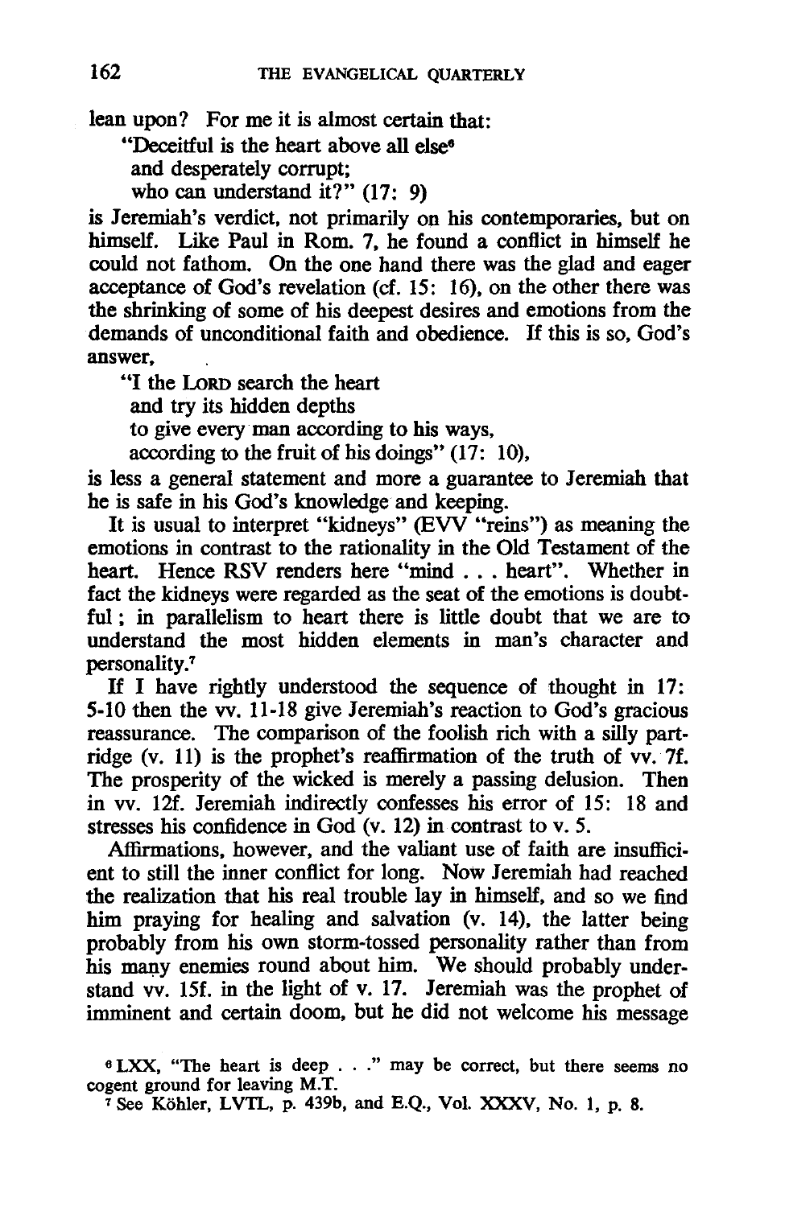lean upon? For me it is almost certain that:

"Deceitful is the heart above all else[6]
and desperately corrupt;
who can understand it?" (17: 9)

is Jeremiah's verdict, not primarily on his contemporaries, but on himself. Like Paul in Rom. 7, he found a conflict in himself he could not fathom. On the one hand there was the glad and eager acceptance of God's revelation (cf. 15: 16), on the other there was the shrinking of some of his deepest desires and emotions from the demands of unconditional faith and obedience. If this is so, God's answer,

"I the LORD search the heart
and try its hidden depths
to give every man according to his ways,
according to the fruit of his doings" (17: 10),

is less a general statement and more a guarantee to Jeremiah that he is safe in his God's knowledge and keeping.

It is usual to interpret "kidneys" (EVV "reins") as meaning the emotions in contrast to the rationality in the Old Testament of the heart. Hence RSV renders here "mind . . . heart". Whether in fact the kidneys were regarded as the seat of the emotions is doubtful; in parallelism to heart there is little doubt that we are to understand the most hidden elements in man's character and personality.[7]

If I have rightly understood the sequence of thought in 17: 5-10 then the vv. 11-18 give Jeremiah's reaction to God's gracious reassurance. The comparison of the foolish rich with a silly partridge (v. 11) is the prophet's reaffirmation of the truth of vv. 7f. The prosperity of the wicked is merely a passing delusion. Then in vv. 12f. Jeremiah indirectly confesses his error of 15: 18 and stresses his confidence in God (v. 12) in contrast to v. 5.

Affirmations, however, and the valiant use of faith are insufficient to still the inner conflict for long. Now Jeremiah had reached the realization that his real trouble lay in himself, and so we find him praying for healing and salvation (v. 14), the latter being probably from his own storm-tossed personality rather than from his many enemies round about him. We should probably understand vv. 15f. in the light of v. 17. Jeremiah was the prophet of imminent and certain doom, but he did not welcome his message

[6] LXX, "The heart is deep . . ." may be correct, but there seems no cogent ground for leaving M.T.

[7] See Köhler, LVTL, p. 439b, and E.Q., Vol. XXXV, No. 1, p. 8.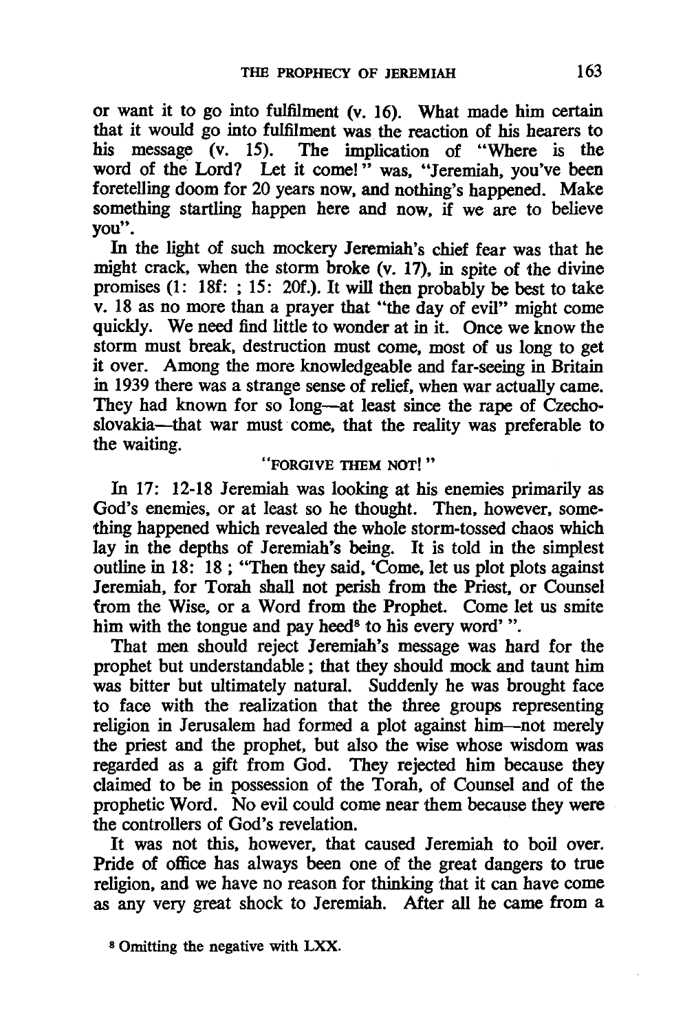or want it to go into fulfilment (v. 16). What made him certain that it would go into fulfilment was the reaction of his hearers to his message (v. 15). The implication of "Where is the word of the Lord? Let it come!" was, "Jeremiah, you've been foretelling doom for 20 years now, and nothing's happened. Make something startling happen here and now, if we are to believe you".

In the light of such mockery Jeremiah's chief fear was that he might crack, when the storm broke (v. 17), in spite of the divine promises (1: 18f: ; 15: 20f.). It will then probably be best to take v. 18 as no more than a prayer that "the day of evil" might come quickly. We need find little to wonder at in it. Once we know the storm must break, destruction must come, most of us long to get it over. Among the more knowledgeable and far-seeing in Britain in 1939 there was a strange sense of relief, when war actually came. They had known for so long—at least since the rape of Czechoslovakia—that war must come, that the reality was preferable to the waiting.

### "FORGIVE THEM NOT!"

In 17: 12-18 Jeremiah was looking at his enemies primarily as God's enemies, or at least so he thought. Then, however, something happened which revealed the whole storm-tossed chaos which lay in the depths of Jeremiah's being. It is told in the simplest outline in 18: 18 ; "Then they said, 'Come, let us plot plots against Jeremiah, for Torah shall not perish from the Priest, or Counsel from the Wise, or a Word from the Prophet. Come let us smite him with the tongue and pay heed[8] to his every word' ".

That men should reject Jeremiah's message was hard for the prophet but understandable ; that they should mock and taunt him was bitter but ultimately natural. Suddenly he was brought face to face with the realization that the three groups representing religion in Jerusalem had formed a plot against him—not merely the priest and the prophet, but also the wise whose wisdom was regarded as a gift from God. They rejected him because they claimed to be in possession of the Torah, of Counsel and of the prophetic Word. No evil could come near them because they were the controllers of God's revelation.

It was not this, however, that caused Jeremiah to boil over. Pride of office has always been one of the great dangers to true religion, and we have no reason for thinking that it can have come as any very great shock to Jeremiah. After all he came from a

[8] Omitting the negative with LXX.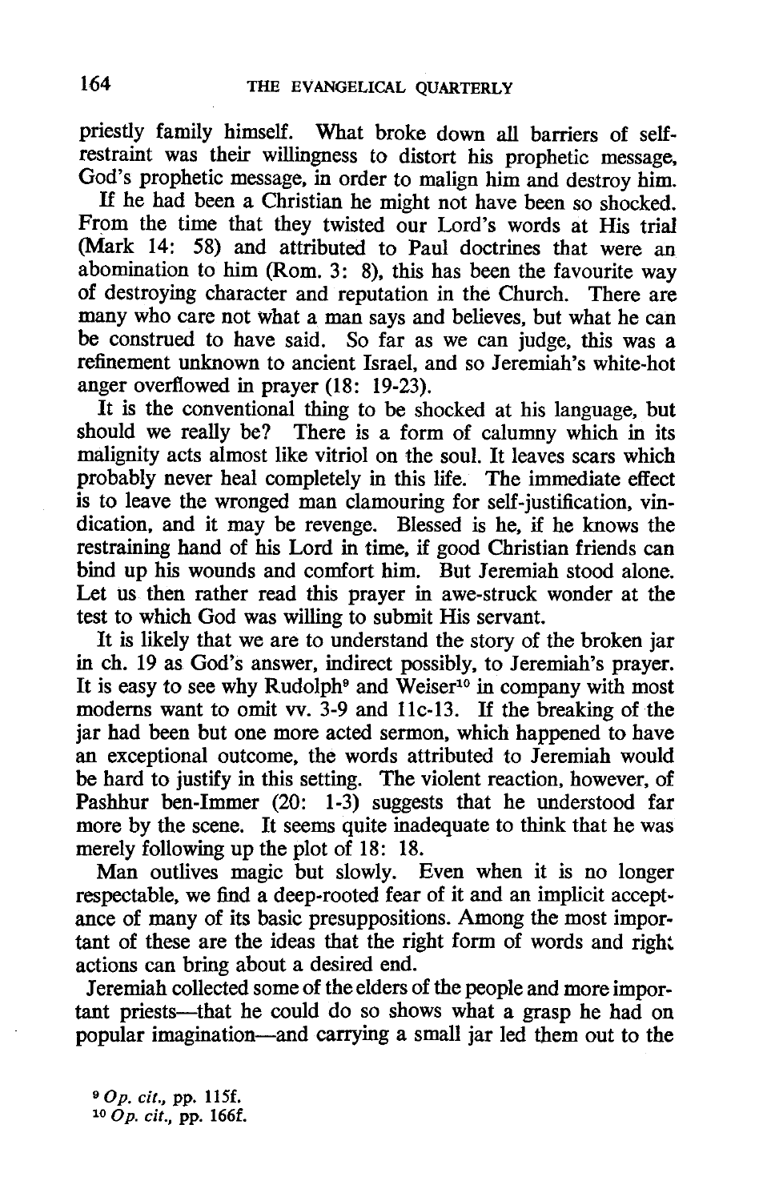priestly family himself. What broke down all barriers of self-restraint was their willingness to distort his prophetic message, God's prophetic message, in order to malign him and destroy him.

If he had been a Christian he might not have been so shocked. From the time that they twisted our Lord's words at His trial (Mark 14: 58) and attributed to Paul doctrines that were an abomination to him (Rom. 3: 8), this has been the favourite way of destroying character and reputation in the Church. There are many who care not what a man says and believes, but what he can be construed to have said. So far as we can judge, this was a refinement unknown to ancient Israel, and so Jeremiah's white-hot anger overflowed in prayer (18: 19-23).

It is the conventional thing to be shocked at his language, but should we really be? There is a form of calumny which in its malignity acts almost like vitriol on the soul. It leaves scars which probably never heal completely in this life. The immediate effect is to leave the wronged man clamouring for self-justification, vindication, and it may be revenge. Blessed is he, if he knows the restraining hand of his Lord in time, if good Christian friends can bind up his wounds and comfort him. But Jeremiah stood alone. Let us then rather read this prayer in awe-struck wonder at the test to which God was willing to submit His servant.

It is likely that we are to understand the story of the broken jar in ch. 19 as God's answer, indirect possibly, to Jeremiah's prayer. It is easy to see why Rudolph[9] and Weiser[10] in company with most moderns want to omit vv. 3-9 and 11c-13. If the breaking of the jar had been but one more acted sermon, which happened to have an exceptional outcome, the words attributed to Jeremiah would be hard to justify in this setting. The violent reaction, however, of Pashhur ben-Immer (20: 1-3) suggests that he understood far more by the scene. It seems quite inadequate to think that he was merely following up the plot of 18: 18.

Man outlives magic but slowly. Even when it is no longer respectable, we find a deep-rooted fear of it and an implicit acceptance of many of its basic presuppositions. Among the most important of these are the ideas that the right form of words and right actions can bring about a desired end.

Jeremiah collected some of the elders of the people and more important priests—that he could do so shows what a grasp he had on popular imagination—and carrying a small jar led them out to the

[9] *Op. cit.*, pp. 115f.
[10] *Op. cit.*, pp. 166f.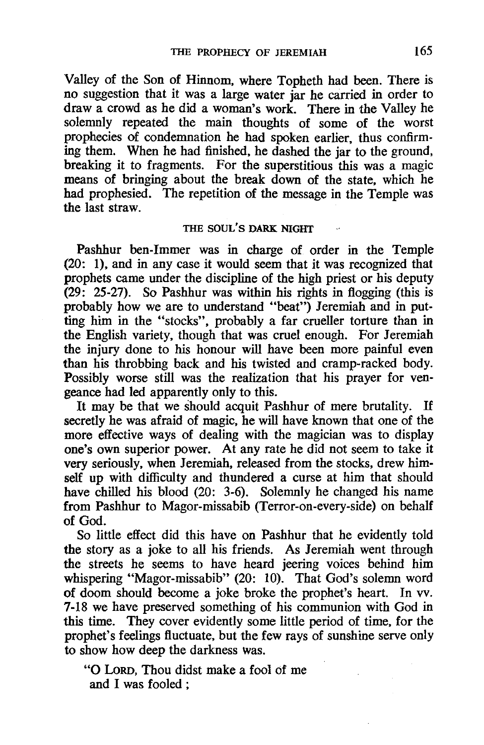Valley of the Son of Hinnom, where Topheth had been. There is no suggestion that it was a large water jar he carried in order to draw a crowd as he did a woman's work. There in the Valley he solemnly repeated the main thoughts of some of the worst prophecies of condemnation he had spoken earlier, thus confirming them. When he had finished, he dashed the jar to the ground, breaking it to fragments. For the superstitious this was a magic means of bringing about the break down of the state, which he had prophesied. The repetition of the message in the Temple was the last straw.

### THE SOUL'S DARK NIGHT

Pashhur ben-Immer was in charge of order in the Temple (20: 1), and in any case it would seem that it was recognized that prophets came under the discipline of the high priest or his deputy (29: 25-27). So Pashhur was within his rights in flogging (this is probably how we are to understand "beat") Jeremiah and in putting him in the "stocks", probably a far crueller torture than in the English variety, though that was cruel enough. For Jeremiah the injury done to his honour will have been more painful even than his throbbing back and his twisted and cramp-racked body. Possibly worse still was the realization that his prayer for vengeance had led apparently only to this.

It may be that we should acquit Pashhur of mere brutality. If secretly he was afraid of magic, he will have known that one of the more effective ways of dealing with the magician was to display one's own superior power. At any rate he did not seem to take it very seriously, when Jeremiah, released from the stocks, drew himself up with difficulty and thundered a curse at him that should have chilled his blood (20: 3-6). Solemnly he changed his name from Pashhur to Magor-missabib (Terror-on-every-side) on behalf of God.

So little effect did this have on Pashhur that he evidently told the story as a joke to all his friends. As Jeremiah went through the streets he seems to have heard jeering voices behind him whispering "Magor-missabib" (20: 10). That God's solemn word of doom should become a joke broke the prophet's heart. In vv. 7-18 we have preserved something of his communion with God in this time. They cover evidently some little period of time, for the prophet's feelings fluctuate, but the few rays of sunshine serve only to show how deep the darkness was.

"O LORD, Thou didst make a fool of me
and I was fooled;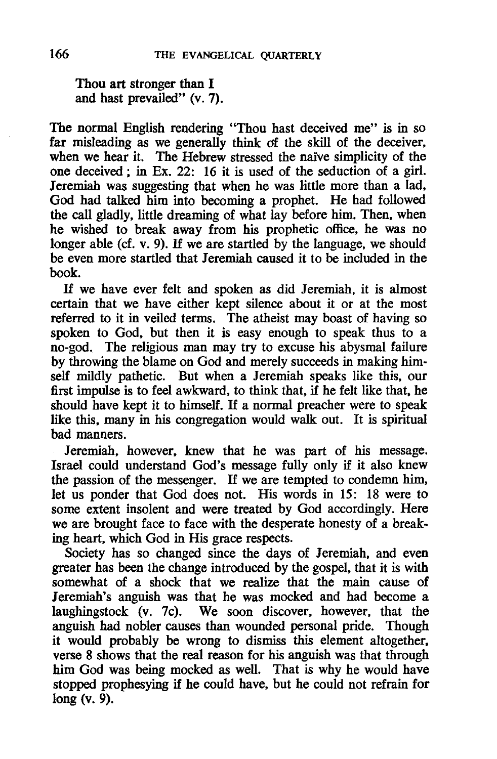Thou art stronger than I
and hast prevailed" (v. 7).

The normal English rendering "Thou hast deceived me" is in so far misleading as we generally think of the skill of the deceiver, when we hear it. The Hebrew stressed the naïve simplicity of the one deceived; in Ex. 22: 16 it is used of the seduction of a girl. Jeremiah was suggesting that when he was little more than a lad, God had talked him into becoming a prophet. He had followed the call gladly, little dreaming of what lay before him. Then, when he wished to break away from his prophetic office, he was no longer able (cf. v. 9). If we are startled by the language, we should be even more startled that Jeremiah caused it to be included in the book.

If we have ever felt and spoken as did Jeremiah, it is almost certain that we have either kept silence about it or at the most referred to it in veiled terms. The atheist may boast of having so spoken to God, but then it is easy enough to speak thus to a no-god. The religious man may try to excuse his abysmal failure by throwing the blame on God and merely succeeds in making himself mildly pathetic. But when a Jeremiah speaks like this, our first impulse is to feel awkward, to think that, if he felt like that, he should have kept it to himself. If a normal preacher were to speak like this, many in his congregation would walk out. It is spiritual bad manners.

Jeremiah, however, knew that he was part of his message. Israel could understand God's message fully only if it also knew the passion of the messenger. If we are tempted to condemn him, let us ponder that God does not. His words in 15: 18 were to some extent insolent and were treated by God accordingly. Here we are brought face to face with the desperate honesty of a breaking heart, which God in His grace respects.

Society has so changed since the days of Jeremiah, and even greater has been the change introduced by the gospel, that it is with somewhat of a shock that we realize that the main cause of Jeremiah's anguish was that he was mocked and had become a laughingstock (v. 7c). We soon discover, however, that the anguish had nobler causes than wounded personal pride. Though it would probably be wrong to dismiss this element altogether, verse 8 shows that the real reason for his anguish was that through him God was being mocked as well. That is why he would have stopped prophesying if he could have, but he could not refrain for long (v. 9).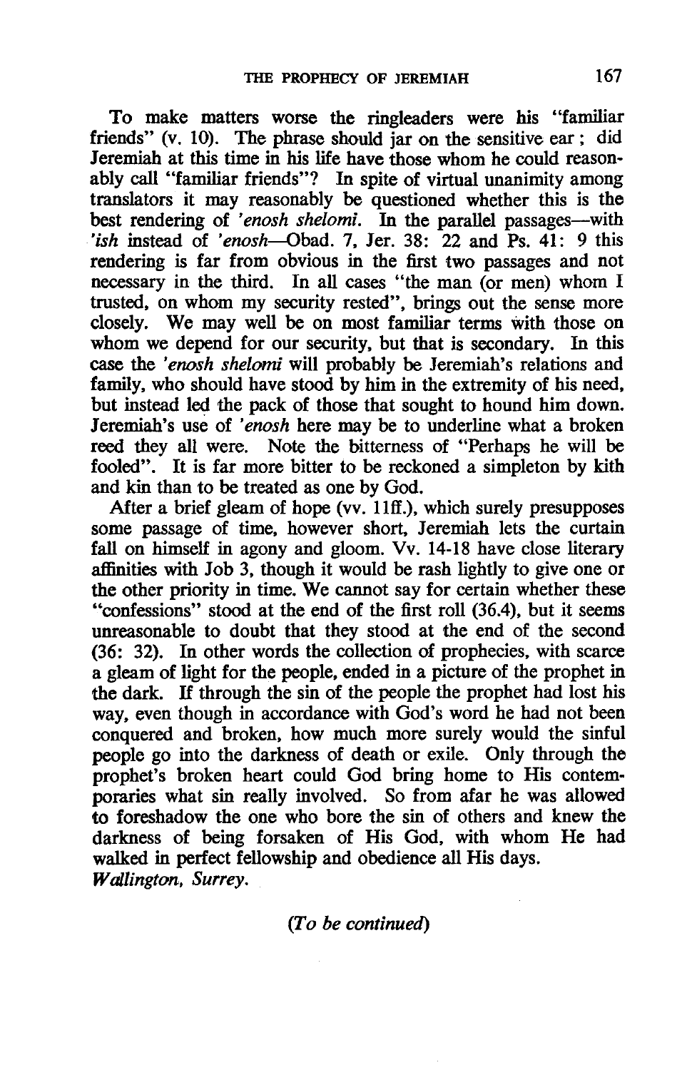To make matters worse the ringleaders were his "familiar friends" (v. 10). The phrase should jar on the sensitive ear; did Jeremiah at this time in his life have those whom he could reasonably call "familiar friends"? In spite of virtual unanimity among translators it may reasonably be questioned whether this is the best rendering of *'enosh shelomi*. In the parallel passages—with *'ish* instead of *'enosh*—Obad. 7, Jer. 38: 22 and Ps. 41: 9 this rendering is far from obvious in the first two passages and not necessary in the third. In all cases "the man (or men) whom I trusted, on whom my security rested", brings out the sense more closely. We may well be on most familiar terms with those on whom we depend for our security, but that is secondary. In this case the *'enosh shelomi* will probably be Jeremiah's relations and family, who should have stood by him in the extremity of his need, but instead led the pack of those that sought to hound him down. Jeremiah's use of *'enosh* here may be to underline what a broken reed they all were. Note the bitterness of "Perhaps he will be fooled". It is far more bitter to be reckoned a simpleton by kith and kin than to be treated as one by God.

After a brief gleam of hope (vv. 11ff.), which surely presupposes some passage of time, however short, Jeremiah lets the curtain fall on himself in agony and gloom. Vv. 14-18 have close literary affinities with Job 3, though it would be rash lightly to give one or the other priority in time. We cannot say for certain whether these "confessions" stood at the end of the first roll (36.4), but it seems unreasonable to doubt that they stood at the end of the second (36: 32). In other words the collection of prophecies, with scarce a gleam of light for the people, ended in a picture of the prophet in the dark. If through the sin of the people the prophet had lost his way, even though in accordance with God's word he had not been conquered and broken, how much more surely would the sinful people go into the darkness of death or exile. Only through the prophet's broken heart could God bring home to His contemporaries what sin really involved. So from afar he was allowed to foreshadow the one who bore the sin of others and knew the darkness of being forsaken of His God, with whom He had walked in perfect fellowship and obedience all His days.

*Wallington, Surrey.*

*(To be continued)*